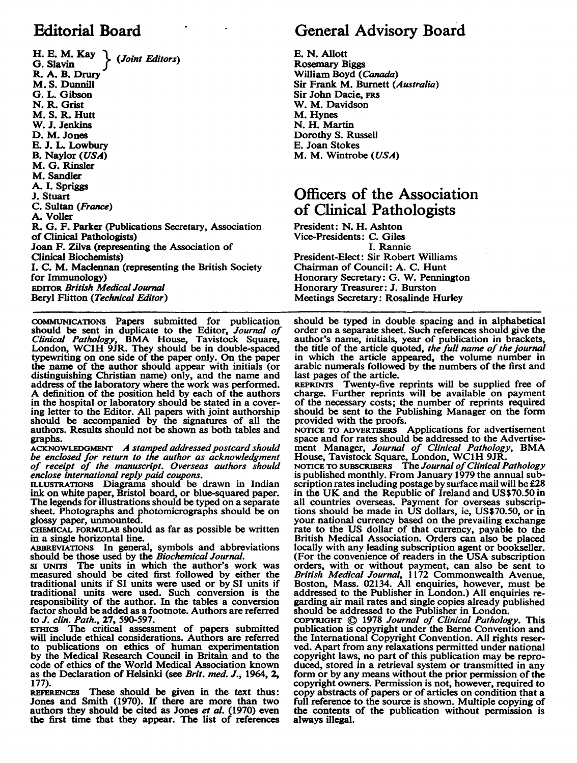## Editorial Board

H. E. M. Kay, G. Slavin (*Joint Editors*)
R. A. B. Drury
M. S. Dunnill
G. L. Gibson
N. R. Grist
M. S. R. Hutt
W. J. Jenkins
D. M. Jones
E. J. L. Lowbury
B. Naylor (*USA*)
M. G. Rinsler
M. Sandler
A. I. Spriggs
J. Stuart
C. Sultan (*France*)
A. Voller
R. G. F. Parker (Publications Secretary, Association of Clinical Pathologists)
Joan F. Zilva (representing the Association of Clinical Biochemists)
I. C. M. Maclennan (representing the British Society for Immunology)
EDITOR *British Medical Journal*
Beryl Flitton (*Technical Editor*)

## General Advisory Board

E. N. Allott
Rosemary Biggs
William Boyd (*Canada*)
Sir Frank M. Burnett (*Australia*)
Sir John Dacie, FRS
W. M. Davidson
M. Hynes
N. H. Martin
Dorothy S. Russell
E. Joan Stokes
M. M. Wintrobe (*USA*)

## Officers of the Association of Clinical Pathologists

President: N. H. Ashton
Vice-Presidents: C. Giles
I. Rannie
President-Elect: Sir Robert Williams
Chairman of Council: A. C. Hunt
Honorary Secretary: G. W. Pennington
Honorary Treasurer: J. Burston
Meetings Secretary: Rosalinde Hurley

---

COMMUNICATIONS Papers submitted for publication should be sent in duplicate to the Editor, *Journal of Clinical Pathology*, BMA House, Tavistock Square, London, WC1H 9JR. They should be in double-spaced typewriting on one side of the paper only. On the paper the name of the author should appear with initials (or distinguishing Christian name) only, and the name and address of the laboratory where the work was performed. A definition of the position held by each of the authors in the hospital or laboratory should be stated in a covering letter to the Editor. All papers with joint authorship should be accompanied by the signatures of all the authors. Results should not be shown as both tables and graphs.

ACKNOWLEDGMENT *A stamped addressed postcard should be enclosed for return to the author as acknowledgment of receipt of the manuscript. Overseas authors should enclose international reply paid coupons.*

ILLUSTRATIONS Diagrams should be drawn in Indian ink on white paper, Bristol board, or blue-squared paper. The legends for illustrations should be typed on a separate sheet. Photographs and photomicrographs should be on glossy paper, unmounted.

CHEMICAL FORMULAE should as far as possible be written in a single horizontal line.

ABBREVIATIONS In general, symbols and abbreviations should be those used by the *Biochemical Journal*.

SI UNITS The units in which the author's work was measured should be cited first followed by either the traditional units if SI units were used or by SI units if traditional units were used. Such conversion is the responsibility of the author. In the tables a conversion factor should be added as a footnote. Authors are referred to *J. clin. Path.*, **27**, 590-597.

ETHICS The critical assessment of papers submitted will include ethical considerations. Authors are referred to publications on ethics of human experimentation by the Medical Research Council in Britain and to the code of ethics of the World Medical Association known as the Declaration of Helsinki (see *Brit. med. J.*, 1964, **2**, 177).

REFERENCES These should be given in the text thus: Jones and Smith (1970). If there are more than two authors they should be cited as Jones *et al.* (1970) even the first time that they appear. The list of references should be typed in double spacing and in alphabetical order on a separate sheet. Such references should give the author's name, initials, year of publication in brackets, the title of the article quoted, *the full name of the journal* in which the article appeared, the volume number in arabic numerals followed by the numbers of the first and last pages of the article.

REPRINTS Twenty-five reprints will be supplied free of charge. Further reprints will be available on payment of the necessary costs; the number of reprints required should be sent to the Publishing Manager on the form provided with the proofs.

NOTICE TO ADVERTISERS Applications for advertisement space and for rates should be addressed to the Advertisement Manager, *Journal of Clinical Pathology*, BMA House, Tavistock Square, London, WC1H 9JR.

NOTICE TO SUBSCRIBERS The *Journal of Clinical Pathology* is published monthly. From January 1979 the annual subscription rates including postage by surface mail will be £28 in the UK and the Republic of Ireland and US$70.50 in all countries overseas. Payment for overseas subscriptions should be made in US dollars, ie, US$70.50, or in your national currency based on the prevailing exchange rate to the US dollar of that currency, payable to the British Medical Association. Orders can also be placed locally with any leading subscription agent or bookseller. (For the convenience of readers in the USA subscription orders, with or without payment, can also be sent to *British Medical Journal*, 1172 Commonwealth Avenue, Boston, Mass. 02134. All enquiries, however, must be addressed to the Publisher in London.) All enquiries regarding air mail rates and single copies already published should be addressed to the Publisher in London.

COPYRIGHT © 1978 *Journal of Clinical Pathology*. This publication is copyright under the Berne Convention and the International Copyright Convention. All rights reserved. Apart from any relaxations permitted under national copyright laws, no part of this publication may be reproduced, stored in a retrieval system or transmitted in any form or by any means without the prior permission of the copyright owners. Permission is not, however, required to copy abstracts of papers or of articles on condition that a full reference to the source is shown. Multiple copying of the contents of the publication without permission is always illegal.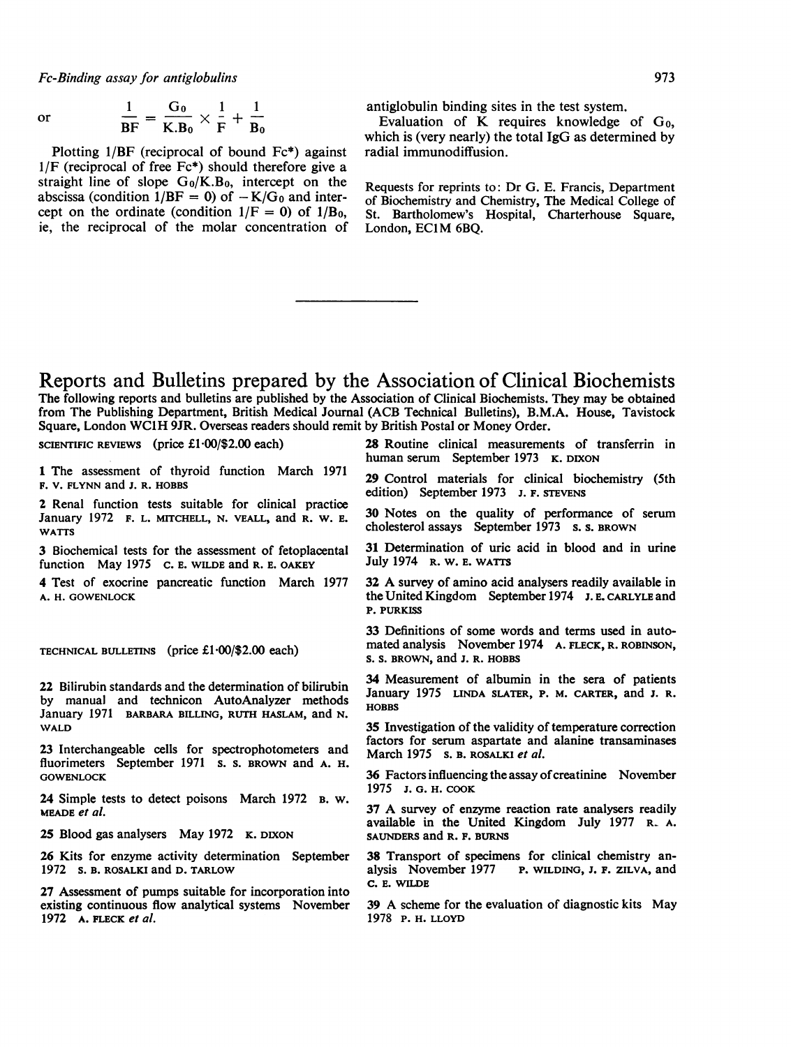or

$$\frac{1}{BF} = \frac{G_0}{K.B_0} \times \frac{1}{F} + \frac{1}{B_0}$$

Plotting 1/BF (reciprocal of bound Fc*) against 1/F (reciprocal of free Fc*) should therefore give a straight line of slope $G_0/K.B_0$, intercept on the abscissa (condition $1/BF = 0$) of $-K/G_0$ and intercept on the ordinate (condition $1/F = 0$) of $1/B_0$, ie, the reciprocal of the molar concentration of antiglobulin binding sites in the test system.

Evaluation of K requires knowledge of $G_0$, which is (very nearly) the total IgG as determined by radial immunodiffusion.

Requests for reprints to: Dr G. E. Francis, Department of Biochemistry and Chemistry, The Medical College of St. Bartholomew's Hospital, Charterhouse Square, London, EC1M 6BQ.

# Reports and Bulletins prepared by the Association of Clinical Biochemists

The following reports and bulletins are published by the Association of Clinical Biochemists. They may be obtained from The Publishing Department, British Medical Journal (ACB Technical Bulletins), B.M.A. House, Tavistock Square, London WC1H 9JR. Overseas readers should remit by British Postal or Money Order.

SCIENTIFIC REVIEWS (price £1·00/$2.00 each)

1 The assessment of thyroid function March 1971 F. V. FLYNN and J. R. HOBBS

2 Renal function tests suitable for clinical practice January 1972 F. L. MITCHELL, N. VEALL, and R. W. E. WATTS

3 Biochemical tests for the assessment of fetoplacental function May 1975 C. E. WILDE and R. E. OAKEY

4 Test of exocrine pancreatic function March 1977 A. H. GOWENLOCK

TECHNICAL BULLETINS (price £1·00/$2.00 each)

22 Bilirubin standards and the determination of bilirubin by manual and technicon AutoAnalyzer methods January 1971 BARBARA BILLING, RUTH HASLAM, and N. WALD

23 Interchangeable cells for spectrophotometers and fluorimeters September 1971 S. S. BROWN and A. H. GOWENLOCK

24 Simple tests to detect poisons March 1972 B. W. MEADE *et al.*

25 Blood gas analysers May 1972 K. DIXON

26 Kits for enzyme activity determination September 1972 S. B. ROSALKI and D. TARLOW

27 Assessment of pumps suitable for incorporation into existing continuous flow analytical systems November 1972 A. FLECK *et al.*

28 Routine clinical measurements of transferrin in human serum September 1973 K. DIXON

29 Control materials for clinical biochemistry (5th edition) September 1973 J. F. STEVENS

30 Notes on the quality of performance of serum cholesterol assays September 1973 S. S. BROWN

31 Determination of uric acid in blood and in urine July 1974 R. W. E. WATTS

32 A survey of amino acid analysers readily available in the United Kingdom September 1974 J. E. CARLYLE and P. PURKISS

33 Definitions of some words and terms used in automated analysis November 1974 A. FLECK, R. ROBINSON, S. S. BROWN, and J. R. HOBBS

34 Measurement of albumin in the sera of patients January 1975 LINDA SLATER, P. M. CARTER, and J. R. HOBBS

35 Investigation of the validity of temperature correction factors for serum aspartate and alanine transaminases March 1975 S. B. ROSALKI *et al.*

36 Factors influencing the assay of creatinine November 1975 J. G. H. COOK

37 A survey of enzyme reaction rate analysers readily available in the United Kingdom July 1977 R. A. SAUNDERS and R. F. BURNS

38 Transport of specimens for clinical chemistry analysis November 1977 P. WILDING, J. F. ZILVA, and C. E. WILDE

39 A scheme for the evaluation of diagnostic kits May 1978 P. H. LLOYD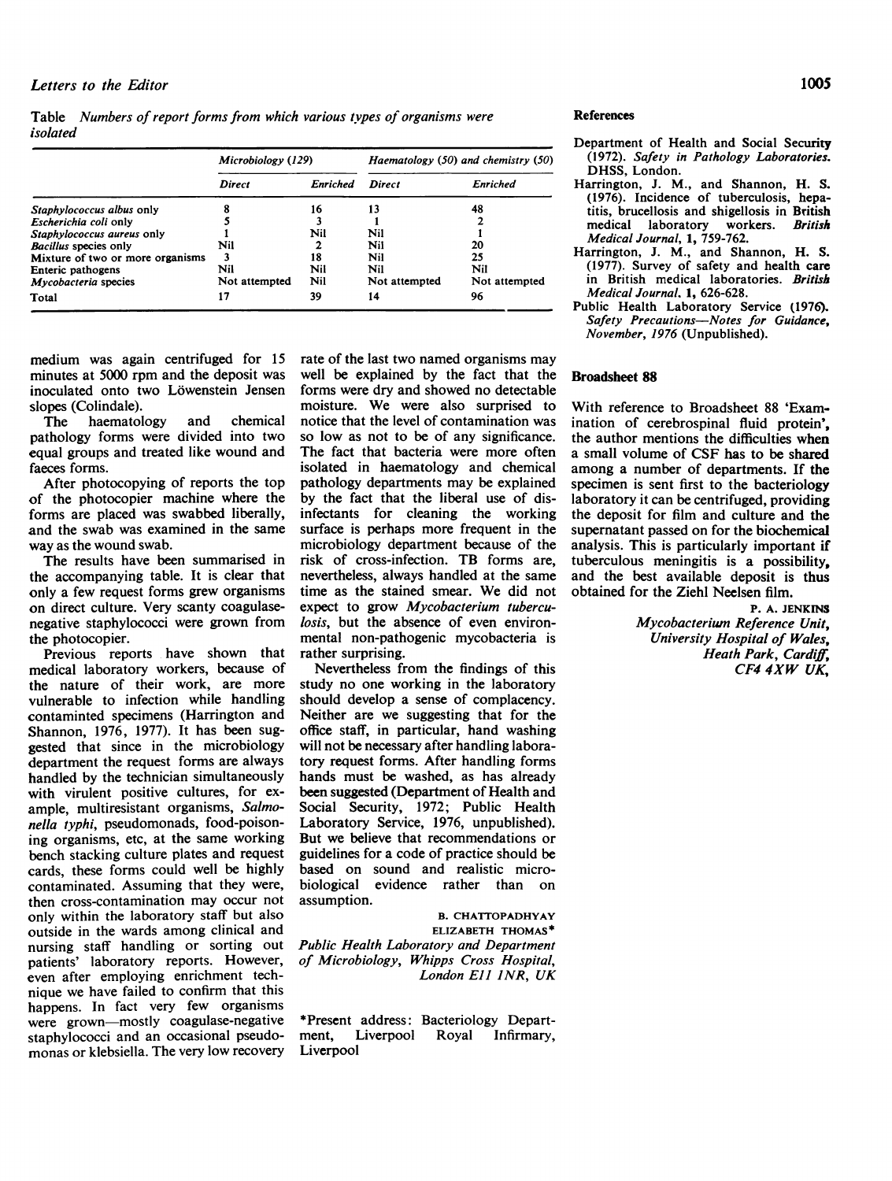Table *Numbers of report forms from which various types of organisms were isolated*

| | Microbiology (129) | | Haematology (50) and chemistry (50) | |
|---|---|---|---|---|
| | Direct | Enriched | Direct | Enriched |
| *Staphylococcus albus* only | 8 | 16 | 13 | 48 |
| *Escherichia coli* only | 5 | 3 | 1 | 2 |
| *Staphylococcus aureus* only | 1 | Nil | Nil | 1 |
| *Bacillus* species only | Nil | 2 | Nil | 20 |
| Mixture of two or more organisms | 3 | 18 | Nil | 25 |
| Enteric pathogens | Nil | Nil | Nil | Nil |
| *Mycobacteria* species | Not attempted | Nil | Not attempted | Not attempted |
| Total | 17 | 39 | 14 | 96 |

medium was again centrifuged for 15 minutes at 5000 rpm and the deposit was inoculated onto two Löwenstein Jensen slopes (Colindale).

The haematology and chemical pathology forms were divided into two equal groups and treated like wound and faeces forms.

After photocopying of reports the top of the photocopier machine where the forms are placed was swabbed liberally, and the swab was examined in the same way as the wound swab.

The results have been summarised in the accompanying table. It is clear that only a few request forms grew organisms on direct culture. Very scanty coagulase-negative staphylococci were grown from the photocopier.

Previous reports have shown that medical laboratory workers, because of the nature of their work, are more vulnerable to infection while handling contaminted specimens (Harrington and Shannon, 1976, 1977). It has been suggested that since in the microbiology department the request forms are always handled by the technician simultaneously with virulent positive cultures, for example, multiresistant organisms, *Salmonella typhi*, pseudomonads, food-poisoning organisms, etc, at the same working bench stacking culture plates and request cards, these forms could well be highly contaminated. Assuming that they were, then cross-contamination may occur not only within the laboratory staff but also outside in the wards among clinical and nursing staff handling or sorting out patients' laboratory reports. However, even after employing enrichment technique we have failed to confirm that this happens. In fact very few organisms were grown—mostly coagulase-negative staphylococci and an occasional pseudomonas or klebsiella. The very low recovery rate of the last two named organisms may well be explained by the fact that the forms were dry and showed no detectable moisture. We were also surprised to notice that the level of contamination was so low as not to be of any significance. The fact that bacteria were more often isolated in haematology and chemical pathology departments may be explained by the fact that the liberal use of disinfectants for cleaning the working surface is perhaps more frequent in the microbiology department because of the risk of cross-infection. TB forms are, nevertheless, always handled at the same time as the stained smear. We did not expect to grow *Mycobacterium tuberculosis*, but the absence of even environmental non-pathogenic mycobacteria is rather surprising.

Nevertheless from the findings of this study no one working in the laboratory should develop a sense of complacency. Neither are we suggesting that for the office staff, in particular, hand washing will not be necessary after handling laboratory request forms. After handling forms hands must be washed, as has already been suggested (Department of Health and Social Security, 1972; Public Health Laboratory Service, 1976, unpublished). But we believe that recommendations or guidelines for a code of practice should be based on sound and realistic microbiological evidence rather than on assumption.

B. CHATTOPADHYAY
ELIZABETH THOMAS*

*Public Health Laboratory and Department of Microbiology, Whipps Cross Hospital, London E11 1NR, UK*

*Present address: Bacteriology Department, Liverpool Royal Infirmary, Liverpool

### References

Department of Health and Social Security (1972). *Safety in Pathology Laboratories.* DHSS, London.

Harrington, J. M., and Shannon, H. S. (1976). Incidence of tuberculosis, hepatitis, brucellosis and shigellosis in British medical laboratory workers. *British Medical Journal*, **1**, 759-762.

Harrington, J. M., and Shannon, H. S. (1977). Survey of safety and health care in British medical laboratories. *British Medical Journal*, **1**, 626-628.

Public Health Laboratory Service (1976). *Safety Precautions—Notes for Guidance, November, 1976* (Unpublished).

## Broadsheet 88

With reference to Broadsheet 88 'Examination of cerebrospinal fluid protein', the author mentions the difficulties when a small volume of CSF has to be shared among a number of departments. If the specimen is sent first to the bacteriology laboratory it can be centrifuged, providing the deposit for film and culture and the supernatant passed on for the biochemical analysis. This is particularly important if tuberculous meningitis is a possibility, and the best available deposit is thus obtained for the Ziehl Neelsen film.

P. A. JENKINS

*Mycobacterium Reference Unit, University Hospital of Wales, Heath Park, Cardiff, CF4 4XW UK,*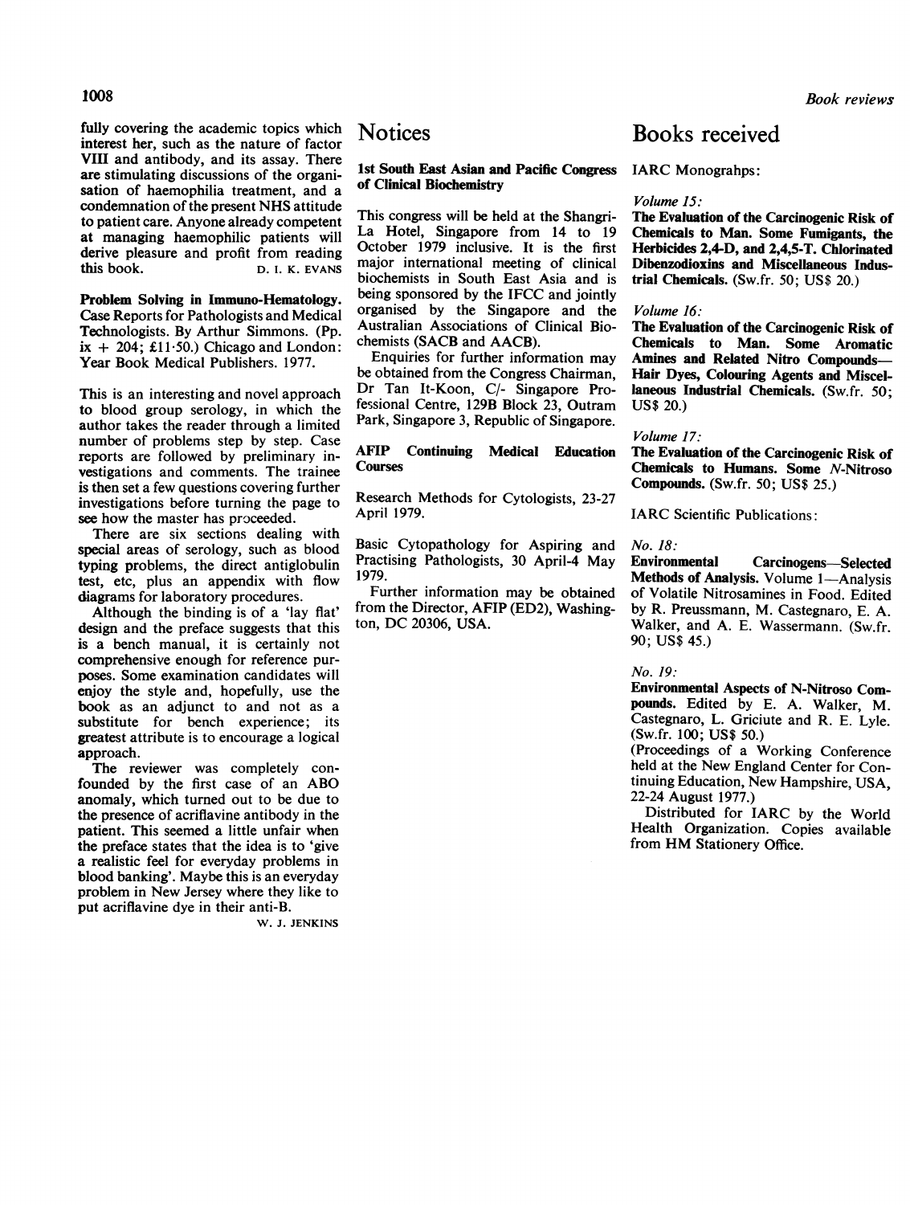fully covering the academic topics which interest her, such as the nature of factor VIII and antibody, and its assay. There are stimulating discussions of the organisation of haemophilia treatment, and a condemnation of the present NHS attitude to patient care. Anyone already competent at managing haemophilic patients will derive pleasure and profit from reading this book.

D. I. K. EVANS

**Problem Solving in Immuno-Hematology.** Case Reports for Pathologists and Medical Technologists. By Arthur Simmons. (Pp. ix + 204; £11·50.) Chicago and London: Year Book Medical Publishers. 1977.

This is an interesting and novel approach to blood group serology, in which the author takes the reader through a limited number of problems step by step. Case reports are followed by preliminary investigations and comments. The trainee is then set a few questions covering further investigations before turning the page to see how the master has proceeded.

There are six sections dealing with special areas of serology, such as blood typing problems, the direct antiglobulin test, etc, plus an appendix with flow diagrams for laboratory procedures.

Although the binding is of a 'lay flat' design and the preface suggests that this is a bench manual, it is certainly not comprehensive enough for reference purposes. Some examination candidates will enjoy the style and, hopefully, use the book as an adjunct to and not as a substitute for bench experience; its greatest attribute is to encourage a logical approach.

The reviewer was completely confounded by the first case of an ABO anomaly, which turned out to be due to the presence of acriflavine antibody in the patient. This seemed a little unfair when the preface states that the idea is to 'give a realistic feel for everyday problems in blood banking'. Maybe this is an everyday problem in New Jersey where they like to put acriflavine dye in their anti-B.

W. J. JENKINS

# Notices

### 1st South East Asian and Pacific Congress of Clinical Biochemistry

This congress will be held at the Shangri-La Hotel, Singapore from 14 to 19 October 1979 inclusive. It is the first major international meeting of clinical biochemists in South East Asia and is being sponsored by the IFCC and jointly organised by the Singapore and the Australian Associations of Clinical Biochemists (SACB and AACB).

Enquiries for further information may be obtained from the Congress Chairman, Dr Tan It-Koon, C/- Singapore Professional Centre, 129B Block 23, Outram Park, Singapore 3, Republic of Singapore.

### AFIP Continuing Medical Education Courses

Research Methods for Cytologists, 23-27 April 1979.

Basic Cytopathology for Aspiring and Practising Pathologists, 30 April-4 May 1979.

Further information may be obtained from the Director, AFIP (ED2), Washington, DC 20306, USA.

# Books received

IARC Monographs:

*Volume 15:*
**The Evaluation of the Carcinogenic Risk of Chemicals to Man. Some Fumigants, the Herbicides 2,4-D, and 2,4,5-T. Chlorinated Dibenzodioxins and Miscellaneous Industrial Chemicals.** (Sw.fr. 50; US$ 20.)

*Volume 16:*
**The Evaluation of the Carcinogenic Risk of Chemicals to Man. Some Aromatic Amines and Related Nitro Compounds—Hair Dyes, Colouring Agents and Miscellaneous Industrial Chemicals.** (Sw.fr. 50; US$ 20.)

*Volume 17:*
**The Evaluation of the Carcinogenic Risk of Chemicals to Humans. Some *N*-Nitroso Compounds.** (Sw.fr. 50; US$ 25.)

IARC Scientific Publications:

*No. 18:*
**Environmental Carcinogens—Selected Methods of Analysis.** Volume 1—Analysis of Volatile Nitrosamines in Food. Edited by R. Preussmann, M. Castegnaro, E. A. Walker, and A. E. Wassermann. (Sw.fr. 90; US$ 45.)

*No. 19:*
**Environmental Aspects of N-Nitroso Compounds.** Edited by E. A. Walker, M. Castegnaro, L. Griciute and R. E. Lyle. (Sw.fr. 100; US$ 50.)
(Proceedings of a Working Conference held at the New England Center for Continuing Education, New Hampshire, USA, 22-24 August 1977.)

Distributed for IARC by the World Health Organization. Copies available from HM Stationery Office.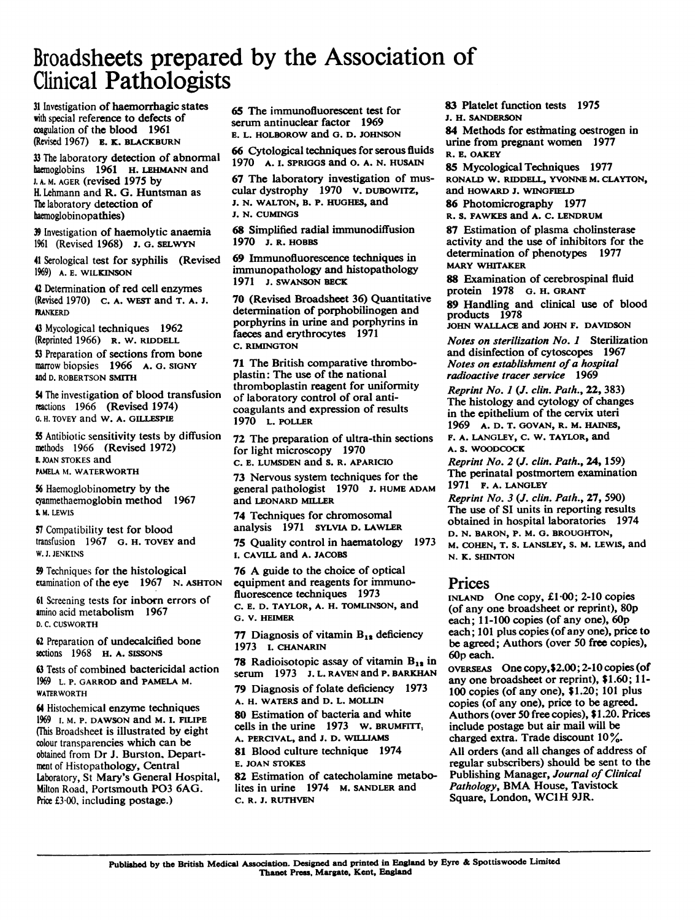# Broadsheets prepared by the Association of Clinical Pathologists

31 Investigation of haemorrhagic states with special reference to defects of coagulation of the blood 1961 (Revised 1967) E. K. BLACKBURN

33 The laboratory detection of abnormal haemoglobins 1961 H. LEHMANN and J. A. M. AGER (revised 1975 by H. Lehmann and R. G. Huntsman as The laboratory detection of haemoglobinopathies)

39 Investigation of haemolytic anaemia 1961 (Revised 1968) J. G. SELWYN

41 Serological test for syphilis (Revised 1969) A. E. WILKINSON

42 Determination of red cell enzymes (Revised 1970) C. A. WEST and T. A. J. PRANKERD

43 Mycological techniques 1962 (Reprinted 1966) R. W. RIDDELL

53 Preparation of sections from bone marrow biopsies 1966 A. G. SIGNY and D. ROBERTSON SMITH

54 The investigation of blood transfusion reactions 1966 (Revised 1974) G. H. TOVEY and W. A. GILLESPIE

55 Antibiotic sensitivity tests by diffusion methods 1966 (Revised 1972) E. JOAN STOKES and PAMELA M. WATERWORTH

56 Haemoglobinometry by the cyanmethaemoglobin method 1967 S. M. LEWIS

57 Compatibility test for blood transfusion 1967 G. H. TOVEY and W. J. JENKINS

59 Techniques for the histological examination of the eye 1967 N. ASHTON

61 Screening tests for inborn errors of amino acid metabolism 1967 D. C. CUSWORTH

62 Preparation of undecalcified bone sections 1968 H. A. SISSONS

63 Tests of combined bactericidal action 1969 L. P. GARROD and PAMELA M. WATERWORTH

64 Histochemical enzyme techniques 1969 I. M. P. DAWSON and M. I. FILIPE (This Broadsheet is illustrated by eight colour transparencies which can be obtained from Dr J. Burston, Department of Histopathology, Central Laboratory, St Mary's General Hospital, Milton Road, Portsmouth PO3 6AG. Price £3·00, including postage.)

65 The immunofluorescent test for serum antinuclear factor 1969 E. L. HOLBOROW and G. D. JOHNSON

66 Cytological techniques for serous fluids 1970 A. I. SPRIGGS and O. A. N. HUSAIN

67 The laboratory investigation of muscular dystrophy 1970 V. DUBOWITZ, J. N. WALTON, B. P. HUGHES, and J. N. CUMINGS

68 Simplified radial immunodiffusion 1970 J. R. HOBBS

69 Immunofluorescence techniques in immunopathology and histopathology 1971 J. SWANSON BECK

70 (Revised Broadsheet 36) Quantitative determination of porphobilinogen and porphyrins in urine and porphyrins in faeces and erythrocytes 1971 C. RIMINGTON

71 The British comparative thromboplastin: The use of the national thromboplastin reagent for uniformity of laboratory control of oral anticoagulants and expression of results 1970 L. POLLER

72 The preparation of ultra-thin sections for light microscopy 1970 C. E. LUMSDEN and S. R. APARICIO

73 Nervous system techniques for the general pathologist 1970 J. HUME ADAM and LEONARD MILLER

74 Techniques for chromosomal analysis 1971 SYLVIA D. LAWLER

75 Quality control in haematology 1973 I. CAVILL and A. JACOBS

76 A guide to the choice of optical equipment and reagents for immunofluorescence techniques 1973 C. E. D. TAYLOR, A. H. TOMLINSON, and G. V. HEIMER

77 Diagnosis of vitamin $B_{12}$ deficiency 1973 I. CHANARIN

78 Radioisotopic assay of vitamin $B_{12}$ in serum 1973 J. L. RAVEN and P. BARKHAN

79 Diagnosis of folate deficiency 1973 A. H. WATERS and D. L. MOLLIN

80 Estimation of bacteria and white cells in the urine 1973 W. BRUMFITT, A. PERCIVAL, and J. D. WILLIAMS

81 Blood culture technique 1974 E. JOAN STOKES

82 Estimation of catecholamine metabolites in urine 1974 M. SANDLER and C. R. J. RUTHVEN

83 Platelet function tests 1975 J. H. SANDERSON

84 Methods for estimating oestrogen in urine from pregnant women 1977 R. E. OAKEY

85 Mycological Techniques 1977 RONALD W. RIDDELL, YVONNE M. CLAYTON, and HOWARD J. WINGFIELD

86 Photomicrography 1977 R. S. FAWKES and A. C. LENDRUM

87 Estimation of plasma cholinsterase activity and the use of inhibitors for the determination of phenotypes 1977 MARY WHITAKER

88 Examination of cerebrospinal fluid protein 1978 G. H. GRANT

89 Handling and clinical use of blood products 1978 JOHN WALLACE and JOHN F. DAVIDSON

*Notes on sterilization No. 1* Sterilization and disinfection of cytoscopes 1967

*Notes on establishment of a hospital radioactive tracer service* 1969

*Reprint No. 1 (J. clin. Path.,* **22**, 383) The histology and cytology of changes in the epithelium of the cervix uteri 1969 A. D. T. GOVAN, R. M. HAINES, F. A. LANGLEY, C. W. TAYLOR, and A. S. WOODCOCK

*Reprint No. 2 (J. clin. Path.,* **24**, 159) The perinatal postmortem examination 1971 F. A. LANGLEY

*Reprint No. 3 (J. clin. Path.,* **27**, 590) The use of SI units in reporting results obtained in hospital laboratories 1974 D. N. BARON, P. M. G. BROUGHTON, M. COHEN, T. S. LANSLEY, S. M. LEWIS, and N. K. SHINTON

## Prices

INLAND One copy, £1·00; 2-10 copies (of any one broadsheet or reprint), 80p each; 11-100 copies (of any one), 60p each; 101 plus copies (of any one), price to be agreed; Authors (over 50 free copies), 60p each.

OVERSEAS One copy, $2.00; 2-10 copies (of any one broadsheet or reprint), $1.60; 11-100 copies (of any one), $1.20; 101 plus copies (of any one), price to be agreed. Authors (over 50 free copies), $1.20. Prices include postage but air mail will be charged extra. Trade discount 10%.

All orders (and all changes of address of regular subscribers) should be sent to the Publishing Manager, *Journal of Clinical Pathology*, BMA House, Tavistock Square, London, WC1H 9JR.

Published by the British Medical Association. Designed and printed in England by Eyre & Spottiswoode Limited Thanet Press, Margate, Kent, England